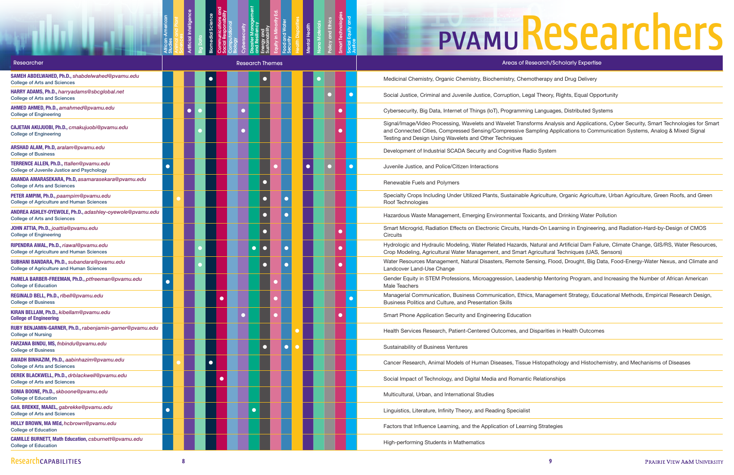# PVAMU Researchers

| Researcher | African-American Studies | Animal and Plant Sciences | Artificial Intelligence | Big Data | Biomedical Science | Communications and Social Responsibility | Computational Biology | Cybersecurity | Disaster Management and Resiliency | Energy and Sustainability | Equity in Minority Ed. | Food and Water Security | Health Disparities | Mental Health | Nano Materials | Policy and Ethics | Smart Technologies | Social Equity and Justice | Areas of Research/Scholarly Expertise |
|---|---|---|---|---|---|---|---|---|---|---|---|---|---|---|---|---|---|---|---|
| **SAMEH ABDELWAHED, Ph.D.**, *shabdelwahed@pvamu.edu* College of Arts and Sciences | | | | | ● | | | | | ● | | | | | ● | | | | Medicinal Chemistry, Organic Chemistry, Biochemistry, Chemotherapy and Drug Delivery |
| **HARRY ADAMS, Ph.D.**, *harryadams@sbcglobal.net* College of Arts and Sciences | | | | | | | | | | | | | | | | ● | | ● | Social Justice, Criminal and Juvenile Justice, Corruption, Legal Theory, Rights, Equal Opportunity |
| **AHMED AHMED, Ph.D.**, *amahmed@pvamu.edu* College of Engineering | | | ● | ● | | | | ● | | | | | | | | | ● | | Cybersecurity, Big Data, Internet of Things (IoT), Programming Languages, Distributed Systems |
| **CAJETAN AKUJUOBI, Ph.D.**, *cmakujuobi@pvamu.edu* College of Engineering | | | | ● | | | | ● | | | | | | | | | ● | | Signal/Image/Video Processing, Wavelets and Wavelet Transforms Analysis and Applications, Cyber Security, Smart Technologies for Smart and Connected Cities, Compressed Sensing/Compressive Sampling Applications to Communication Systems, Analog & Mixed Signal Testing and Design Using Wavelets and Other Techniques |
| **ARSHAD ALAM, Ph.D**, *aralam@pvamu.edu* College of Business | | | | | | | | | | | | | | | | | | | Development of Industrial SCADA Security and Cognitive Radio System |
| **TERRENCE ALLEN, Ph.D.**, *ttallen@pvamu.edu* College of Juvenile Justice and Psychology | ● | | | | | | | | | | ● | | | ● | | ● | | ● | Juvenile Justice, and Police/Citizen Interactions |
| **ANANDA AMARASEKARA, Ph.D**, *asamarasekara@pvamu.edu* College of Arts and Sciences | | | | | | | | | | ● | | | | | | | | | Renewable Fuels and Polymers |
| **PETER AMPIM, Ph.D.**, *paampim@pvamu.edu* College of Agriculture and Human Sciences | | ● | | | | | | | | ● | | ● | | | | | | | Specialty Crops Including Under Utilized Plants, Sustainable Agriculture, Organic Agriculture, Urban Agriculture, Green Roofs, and Green Roof Technologies |
| **ANDREA ASHLEY-OYEWOLE, Ph.D.**, *adashley-oyewole@pvamu.edu* College of Arts and Sciences | | | | | | | | | | ● | | ● | | | | | | | Hazardous Waste Management, Emerging Environmental Toxicants, and Drinking Water Pollution |
| **JOHN ATTIA, Ph.D.**, *joattia@pvamu.edu* College of Engineering | | | | | | | | | | ● | | | | | | | ● | | Smart Microgrid, Radiation Effects on Electronic Circuits, Hands-On Learning in Engineering, and Radiation-Hard-by-Design of CMOS Circuits |
| **RIPENDRA AWAL, Ph.D.**, *riawal@pvamu.edu* College of Agriculture and Human Sciences | | | | ● | | | | | ● | ● | | ● | | | | | ● | | Hydrologic and Hydraulic Modeling, Water Related Hazards, Natural and Artificial Dam Failure, Climate Change, GIS/RS, Water Resources, Crop Modeling, Agricultural Water Management, and Smart Agricultural Techniques (UAS, Sensors) |
| **SUBHANI BANDARA, Ph.D.**, *subandara@pvamu.edu* College of Agriculture and Human Sciences | | | | ● | | | | | | ● | | ● | | | | | ● | | Water Resources Management, Natural Disasters, Remote Sensing, Flood, Drought, Big Data, Food-Energy-Water Nexus, and Climate and Landcover Land-Use Change |
| **PAMELA BARBER-FREEMAN, Ph.D.**, *ptfreeman@pvamu.edu* College of Education | ● | | | | | | | | | | ● | | | | | | | | Gender Equity in STEM Professions, Microaggression, Leadership Mentoring Program, and Increasing the Number of African American Male Teachers |
| **REGINALD BELL, Ph.D.**, *rlbell@pvamu.edu* College of Business | | | | | | ● | | | | | ● | | | | | | | ● | Managerial Communication, Business Communication, Ethics, Management Strategy, Educational Methods, Empirical Research Design, Business Politics and Culture, and Presentation Skills |
| **KIRAN BELLAM, Ph.D.**, *kibellam@pvamu.edu* **College of Engineering** | | | | | | | | ● | | | ● | | | | | | ● | | Smart Phone Application Security and Engineering Education |
| **RUBY BENJAMIN-GARNER, Ph.D.**, *rabenjamin-garner@pvamu.edu* College of Nursing | | | | | | | | | | | | | ● | | | | | | Health Services Research, Patient-Centered Outcomes, and Disparities in Health Outcomes |
| **FARZANA BINDU, MS**, *fnbindu@pvamu.edu* College of Business | | | | | | | | | | ● | | ● | ● | | | | | | Sustainability of Business Ventures |
| **AWADH BINHAZIM, Ph.D.**, *aabinhazim@pvamu.edu* College of Arts and Sciences | | ● | | | ● | | | | | | | | | | | | | | Cancer Research, Animal Models of Human Diseases, Tissue Histopathology and Histochemistry, and Mechanisms of Diseases |
| **DEREK BLACKWELL, Ph.D.**, *drblackwell@pvamu.edu* College of Arts and Sciences | | | | | | ● | | | | | | | | | | | | | Social Impact of Technology, and Digital Media and Romantic Relationships |
| **SONIA BOONE, Ph.D.**, *skboone@pvamu.edu* College of Education | | | | | | | | | | | | | | | | | | | Multicultural, Urban, and International Studies |
| **GAIL BREKKE, MAEAL**, *gabrekke@pvamu.edu* College of Arts and Sciences | ● | | | | | | | | ● | | | | | | | | | | Linguistics, Literature, Infinity Theory, and Reading Specialist |
| **HOLLY BROWN, MA MEd**, *hcbrown@pvamu.edu* College of Education | | | | | | | | | | | | | | | | | | | Factors that Influence Learning, and the Application of Learning Strategies |
| **CAMILLE BURNETT, Math Education**, *csburnett@pvamu.edu* College of Education | | | | | | | | | | | | | | | | | | | High-performing Students in Mathematics |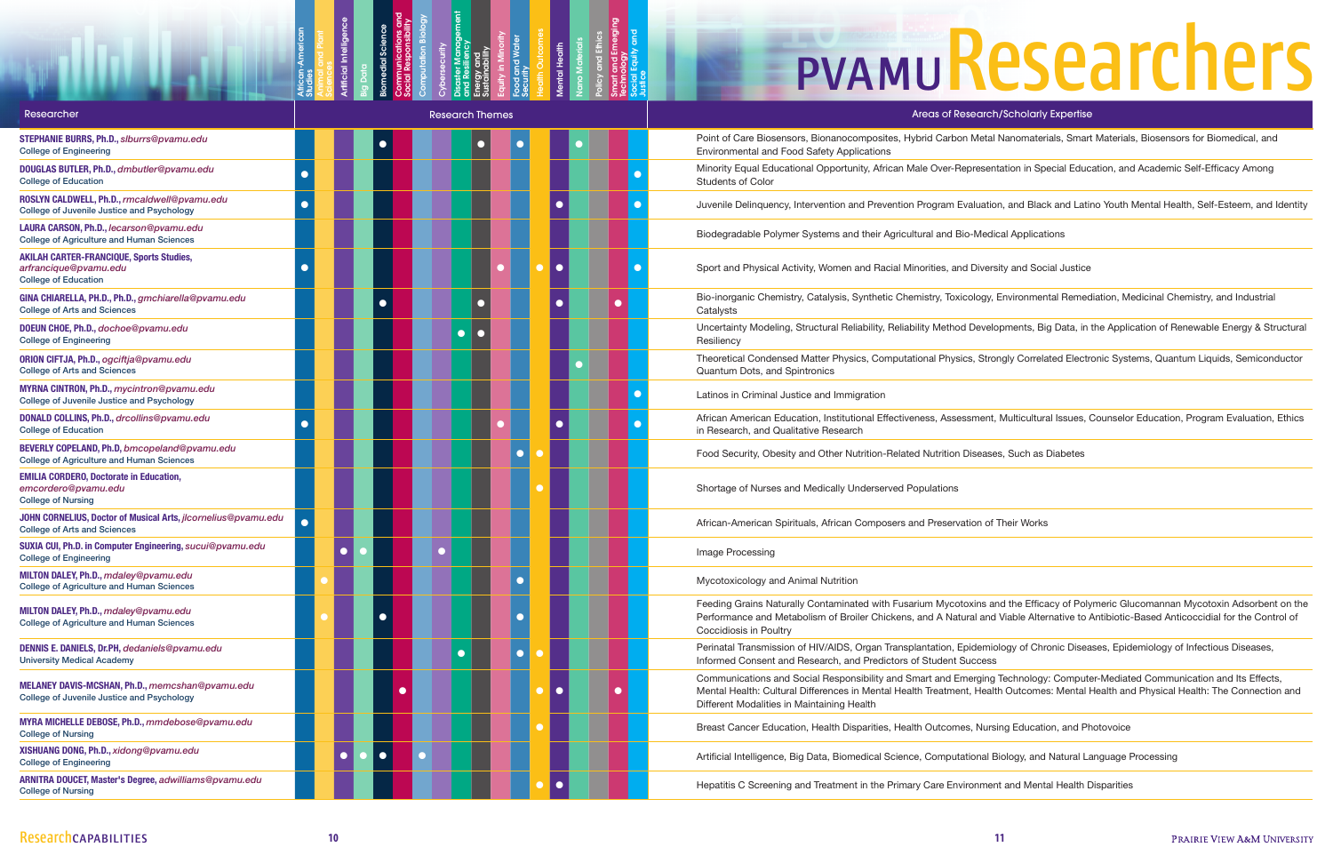# PVAMU Researchers

| Researcher | African-American Studies | Animal and Plant Sciences | Artificial Intelligence | Big Data | Biomedical Science | Communications and Social Responsibility | Computation Biology | Cybersecurity | Disaster Management and Resiliency | Energy and Sustainability | Equity in Minority | Food and Water Security | Health Outcomes | Mental Health | Nano Materials | Policy and Ethics | Smart and Emerging Technology | Social Equity and Justice | Areas of Research/Scholarly Expertise |
|---|---|---|---|---|---|---|---|---|---|---|---|---|---|---|---|---|---|---|---|
| **STEPHANIE BURRS, Ph.D.,** *slburrs@pvamu.edu* College of Engineering | | | | | ● | | | | | ● | | ● | | | ● | | | | Point of Care Biosensors, Bionanocomposites, Hybrid Carbon Metal Nanomaterials, Smart Materials, Biosensors for Biomedical, and Environmental and Food Safety Applications |
| **DOUGLAS BUTLER, Ph.D.,** *dmbutler@pvamu.edu* College of Education | ● | | | | | | | | | | | | | | | | | ● | Minority Equal Educational Opportunity, African Male Over-Representation in Special Education, and Academic Self-Efficacy Among Students of Color |
| **ROSLYN CALDWELL, Ph.D.,** *rmcaldwell@pvamu.edu* College of Juvenile Justice and Psychology | ● | | | | | | | | | | | | | ● | | | | ● | Juvenile Delinquency, Intervention and Prevention Program Evaluation, and Black and Latino Youth Mental Health, Self-Esteem, and Identity |
| **LAURA CARSON, Ph.D.,** *lecarson@pvamu.edu* College of Agriculture and Human Sciences | | | | | | | | | | | | | | | | | | | Biodegradable Polymer Systems and their Agricultural and Bio-Medical Applications |
| **AKILAH CARTER-FRANCIQUE, Sports Studies,** *arfrancique@pvamu.edu* College of Education | ● | | | | | | | | | | ● | | ● | ● | | | | ● | Sport and Physical Activity, Women and Racial Minorities, and Diversity and Social Justice |
| **GINA CHIARELLA, PH.D., Ph.D.,** *gmchiarella@pvamu.edu* College of Arts and Sciences | | | | | ● | | | | | ● | | | | ● | | | ● | | Bio-inorganic Chemistry, Catalysis, Synthetic Chemistry, Toxicology, Environmental Remediation, Medicinal Chemistry, and Industrial Catalysts |
| **DOEUN CHOE, Ph.D.,** *dochoe@pvamu.edu* College of Engineering | | | | | | | | | ● | ● | | | | | | | | | Uncertainty Modeling, Structural Reliability, Reliability Method Developments, Big Data, in the Application of Renewable Energy & Structural Resiliency |
| **ORION CIFTJA, Ph.D.,** *ogciftja@pvamu.edu* College of Arts and Sciences | | | | | | | | | | | | | | | ● | | | | Theoretical Condensed Matter Physics, Computational Physics, Strongly Correlated Electronic Systems, Quantum Liquids, Semiconductor Quantum Dots, and Spintronics |
| **MYRNA CINTRON, Ph.D.,** *mycintron@pvamu.edu* College of Juvenile Justice and Psychology | | | | | | | | | | | | | | | | | | ● | Latinos in Criminal Justice and Immigration |
| **DONALD COLLINS, Ph.D.,** *drcollins@pvamu.edu* College of Education | ● | | | | | | | | | | ● | | | ● | | | | ● | African American Education, Institutional Effectiveness, Assessment, Multicultural Issues, Counselor Education, Program Evaluation, Ethics in Research, and Qualitative Research |
| **BEVERLY COPELAND, Ph.D,** *bmcopeland@pvamu.edu* College of Agriculture and Human Sciences | | | | | | | | | | | | ● | ● | | | | | | Food Security, Obesity and Other Nutrition-Related Nutrition Diseases, Such as Diabetes |
| **EMILIA CORDERO, Doctorate in Education,** *emcordero@pvamu.edu* College of Nursing | | | | | | | | | | | | | ● | | | | | | Shortage of Nurses and Medically Underserved Populations |
| **JOHN CORNELIUS, Doctor of Musical Arts,** *jlcornelius@pvamu.edu* College of Arts and Sciences | ● | | | | | | | | | | | | | | | | | | African-American Spirituals, African Composers and Preservation of Their Works |
| **SUXIA CUI, Ph.D. in Computer Engineering,** *sucui@pvamu.edu* College of Engineering | | | ● | ● | | | | ● | | | | | | | | | | | Image Processing |
| **MILTON DALEY, Ph.D.,** *mdaley@pvamu.edu* College of Agriculture and Human Sciences | | ● | | | | | | | | | | ● | | | | | | | Mycotoxicology and Animal Nutrition |
| **MILTON DALEY, Ph.D.,** *mdaley@pvamu.edu* College of Agriculture and Human Sciences | | ● | | | ● | | | | | | | ● | | | | | | | Feeding Grains Naturally Contaminated with Fusarium Mycotoxins and the Efficacy of Polymeric Glucomannan Mycotoxin Adsorbent on the Performance and Metabolism of Broiler Chickens, and A Natural and Viable Alternative to Antibiotic-Based Anticoccidial for the Control of Coccidiosis in Poultry |
| **DENNIS E. DANIELS, Dr.PH,** *dedaniels@pvamu.edu* University Medical Academy | | | | | | | | | ● | | | ● | ● | | | | | | Perinatal Transmission of HIV/AIDS, Organ Transplantation, Epidemiology of Chronic Diseases, Epidemiology of Infectious Diseases, Informed Consent and Research, and Predictors of Student Success |
| **MELANEY DAVIS-MCSHAN, Ph.D.,** *memcshan@pvamu.edu* College of Juvenile Justice and Psychology | | | | | | ● | | | | | | | ● | ● | | | ● | | Communications and Social Responsibility and Smart and Emerging Technology: Computer-Mediated Communication and Its Effects, Mental Health: Cultural Differences in Mental Health Treatment, Health Outcomes: Mental Health and Physical Health: The Connection and Different Modalities in Maintaining Health |
| **MYRA MICHELLE DEBOSE, Ph.D.,** *mmdebose@pvamu.edu* College of Nursing | | | | | | | | | | | | | ● | | | | | | Breast Cancer Education, Health Disparities, Health Outcomes, Nursing Education, and Photovoice |
| **XISHUANG DONG, Ph.D.,** *xidong@pvamu.edu* College of Engineering | | | ● | ● | ● | | ● | | | | | | | | | | | | Artificial Intelligence, Big Data, Biomedical Science, Computational Biology, and Natural Language Processing |
| **ARNITRA DOUCET, Master's Degree,** *adwilliams@pvamu.edu* College of Nursing | | | | | | | | | | | | | ● | ● | | | | | Hepatitis C Screening and Treatment in the Primary Care Environment and Mental Health Disparities |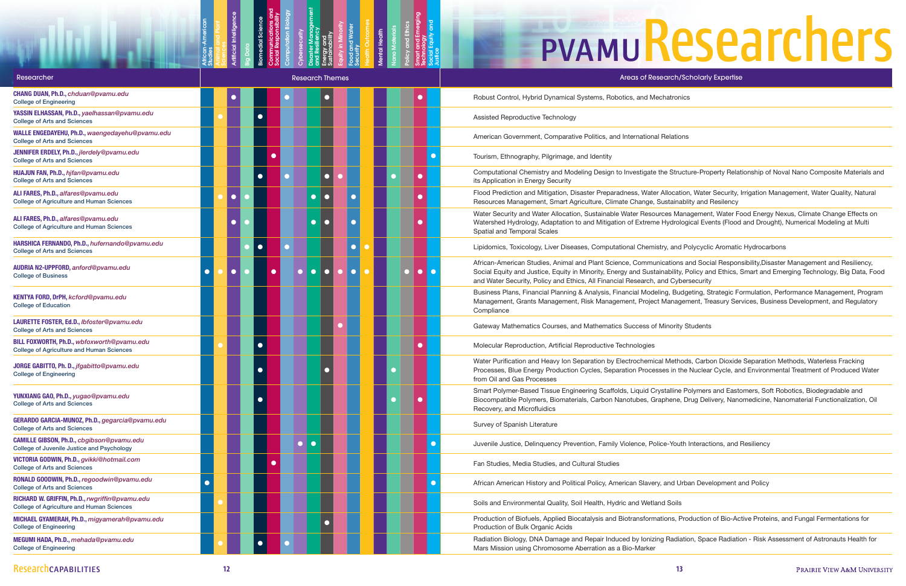# PVAMU Researchers

| Researcher | African-American Studies | Animal and Plant Sciences | Artificial Intelligence | Big Data | Biomedical Science | Communications and Social Responsibility | Computation Biology | Cybersecurity | Disaster Management and Resiliency | Energy and Sustainability | Equity in Minority | Food and Water Security | Health Outcomes | Mental Health | Nano Materials | Policy and Ethics | Smart and Emerging Technology | Social Equity and Justice | Areas of Research/Scholarly Expertise |
|---|---|---|---|---|---|---|---|---|---|---|---|---|---|---|---|---|---|---|---|
| **CHANG DUAN, Ph.D.,** *chduan@pvamu.edu* College of Engineering | | | ● | | | | ● | | | ● | | | | | | | ● | | Robust Control, Hybrid Dynamical Systems, Robotics, and Mechatronics |
| **YASSIN ELHASSAN, Ph.D.,** *yaelhassan@pvamu.edu* College of Arts and Sciences | | ● | | | ● | | | | | | | | | | | | | | Assisted Reproductive Technology |
| **WALLE ENGEDAYEHU, Ph.D.,** *waengedayehu@pvamu.edu* College of Arts and Sciences | | | | | | | | | | | | | | | | | | | American Government, Comparative Politics, and International Relations |
| **JENNIFER ERDELY, Ph.D.,** *jlerdely@pvamu.edu* College of Arts and Sciences | | | | | | ● | | | | | | | | | | | | ● | Tourism, Ethnography, Pilgrimage, and Identity |
| **HUAJUN FAN, Ph.D.,** *hjfan@pvamu.edu* College of Arts and Sciences | | | | | ● | | ● | | | ● | ● | | | | ● | | ● | | Computational Chemistry and Modeling Design to Investigate the Structure-Property Relationship of Noval Nano Composite Materials and its Application in Energy Security |
| **ALI FARES, Ph.D.,** *alfares@pvamu.edu* College of Agriculture and Human Sciences | | ● | ● | ● | | | | | ● | ● | | ● | | | | | ● | | Flood Prediction and Mitigation, Disaster Preparadness, Water Allocation, Water Security, Irrigation Management, Water Quality, Natural Resources Management, Smart Agriculture, Climate Change, Sustainablity and Resilency |
| **ALI FARES, Ph.D.,** *alfares@pvamu.edu* College of Agriculture and Human Sciences | | | ● | ● | | | | | ● | ● | | ● | | | | | ● | | Water Security and Water Allocation, Sustainable Water Resources Management, Water Food Energy Nexus, Climate Change Effects on Watershed Hydrology, Adaptation to and Mitigation of Extreme Hydrological Events (Flood and Drought), Numerical Modeling at Multi Spatial and Temporal Scales |
| **HARSHICA FERNANDO, Ph.D.,** *hufernando@pvamu.edu* College of Arts and Sciences | | | | ● | ● | | ● | | | | | ● | ● | | | | | | Lipidomics, Toxicology, Liver Diseases, Computational Chemistry, and Polycyclic Aromatic Hydrocarbons |
| **AUDRIA N2-UPPFORD,** *anford@pvamu.edu* College of Business | ● | ● | ● | ● | | ● | | ● | ● | ● | ● | ● | ● | | | ● | ● | ● | African-American Studies, Animal and Plant Science, Communications and Social Responsibility,Disaster Management and Resiliency, Social Equity and Justice, Equity in Minority, Energy and Sustainability, Policy and Ethics, Smart and Emerging Technology, Big Data, Food and Water Security, Policy and Ethics, All Financial Research, and Cybersecurity |
| **KENTYA FORD, DrPH,** *kcford@pvamu.edu* College of Education | | | | | | | | | | | | | | | | | | | Business Plans, Financial Planning & Analysis, Financial Modeling, Budgeting, Strategic Formulation, Performance Management, Program Management, Grants Management, Risk Management, Project Management, Treasury Services, Business Development, and Regulatory Compliance |
| **LAURETTE FOSTER, Ed.D.,** *lbfoster@pvamu.edu* College of Arts and Sciences | | | | | | | | | | | ● | | | | | | | | Gateway Mathematics Courses, and Mathematics Success of Minority Students |
| **BILL FOXWORTH, Ph.D.,** *wbfoxworth@pvamu.edu* College of Agriculture and Human Sciences | | ● | | | ● | | | | | | | | | | | | ● | | Molecular Reproduction, Artificial Reproductive Technologies |
| **JORGE GABITTO, Ph. D.,** *jfgabitto@pvamu.edu* College of Engineering | | | | | ● | | | | | ● | | | | | ● | | | | Water Purification and Heavy Ion Separation by Electrochemical Methods, Carbon Dioxide Separation Methods, Waterless Fracking Processes, Blue Energy Production Cycles, Separation Processes in the Nuclear Cycle, and Environmental Treatment of Produced Water from Oil and Gas Processes |
| **YUNXIANG GAO, Ph.D.,** *yugao@pvamu.edu* College of Arts and Sciences | | | | | ● | | | | | | | | | | ● | | ● | | Smart Polymer-Based Tissue Engineering Scaffolds, Liquid Crystalline Polymers and Eastomers, Soft Robotics, Biodegradable and Biocompatible Polymers, Biomaterials, Carbon Nanotubes, Graphene, Drug Delivery, Nanomedicine, Nanomaterial Functionalization, Oil Recovery, and Microfluidics |
| **GERARDO GARCIA-MUNOZ, Ph.D.,** *gegarcia@pvamu.edu* College of Arts and Sciences | | | | | | | | | | | | | | | | | | | Survey of Spanish Literature |
| **CAMILLE GIBSON, Ph.D.,** *cbgibson@pvamu.edu* College of Juvenile Justice and Psychology | | | | | | | | ● | ● | | | | | | | | | ● | Juvenile Justice, Delinquency Prevention, Family Violence, Police-Youth Interactions, and Resiliency |
| **VICTORIA GODWIN, Ph.D.,** *gvikki@hotmail.com* College of Arts and Sciences | | | | | | ● | | | | | | | | | | | | | Fan Studies, Media Studies, and Cultural Studies |
| **RONALD GOODWIN, Ph.D.,** *regoodwin@pvamu.edu* College of Arts and Sciences | ● | | | | | | | | | | | | | | | | | ● | African American History and Political Policy, American Slavery, and Urban Development and Policy |
| **RICHARD W. GRIFFIN, Ph.D.,** *rwgriffin@pvamu.edu* College of Agriculture and Human Sciences | | ● | | | | | | | | | | | | | | | | | Soils and Environmental Quality, Soil Health, Hydric and Wetland Soils |
| **MICHAEL GYAMERAH, Ph.D.,** *migyamerah@pvamu.edu* College of Engineering | | | | | | | | | | ● | | | | | | | | | Production of Biofuels, Applied Biocatalysis and Biotransformations, Production of Bio-Active Proteins, and Fungal Fermentations for Production of Bulk Organic Acids |
| **MEGUMI HADA, Ph.D.,** *mehada@pvamu.edu* College of Engineering | | ● | | | ● | | ● | | | | | | | | | | | | Radiation Biology, DNA Damage and Repair Induced by Ionizing Radiation, Space Radiation - Risk Assessment of Astronauts Health for Mars Mission using Chromosome Aberration as a Bio-Marker |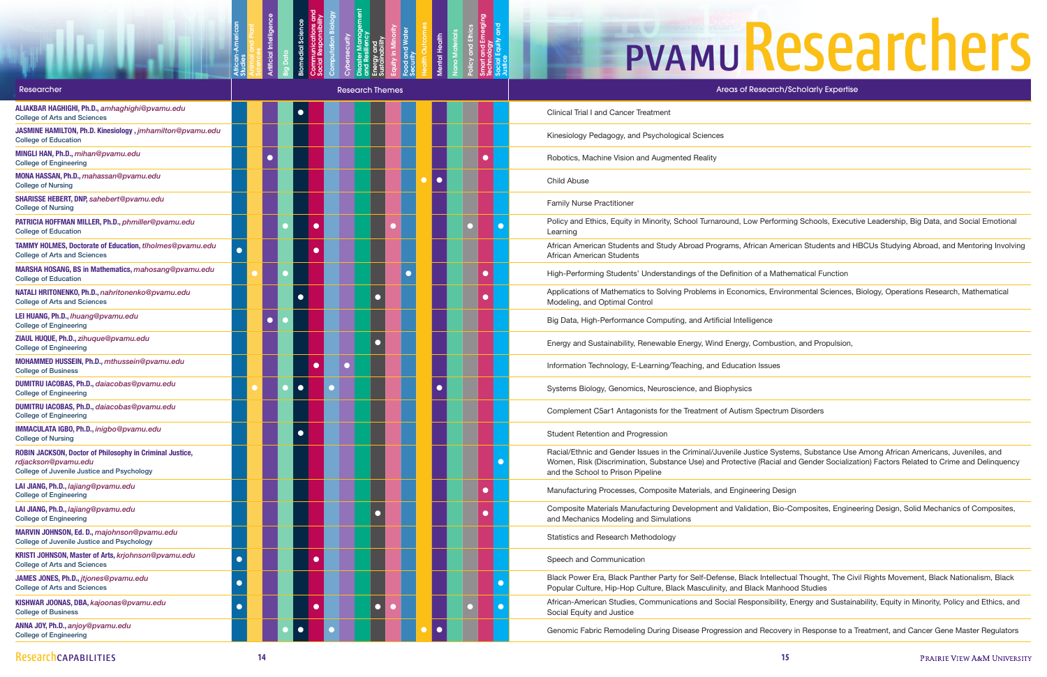# PVAMU Researchers

| Researcher | African-American Studies | Animal and Plant Sciences | Artificial Intelligence | Big Data | Biomedical Science | Communications and Social Responsibility | Computation Biology | Cybersecurity | Disaster Management and Resiliency | Energy and Sustainability | Equity in Minority | Food and Water Security | Health Outcomes | Mental Health | Nano Materials | Policy and Ethics | Smart and Emerging Technology | Social Equity and Justice | Areas of Research/Scholarly Expertise |
|---|---|---|---|---|---|---|---|---|---|---|---|---|---|---|---|---|---|---|---|
| **ALIAKBAR HAGHIGHI, Ph.D.,** *amhaghighi@pvamu.edu*<br>College of Arts and Sciences | | | | | ● | | | | | | | | | | | | | | Clinical Trial I and Cancer Treatment |
| **JASMINE HAMILTON, Ph.D. Kinesiology ,** *jmhamilton@pvamu.edu*<br>College of Education | | | | | | | | | | | | | | | | | | | Kinesiology Pedagogy, and Psychological Sciences |
| **MINGLI HAN, Ph.D.,** *mihan@pvamu.edu*<br>College of Engineering | | | ● | | | | | | | | | | | | | | ● | | Robotics, Machine Vision and Augmented Reality |
| **MONA HASSAN, Ph.D.,** *mahassan@pvamu.edu*<br>College of Nursing | | | | | | | | | | | | | ● | ● | | | | | Child Abuse |
| **SHARISSE HEBERT, DNP,** *sahebert@pvamu.edu*<br>College of Nursing | | | | | | | | | | | | | | | | | | | Family Nurse Practitioner |
| **PATRICIA HOFFMAN MILLER, Ph.D.,** *phmiller@pvamu.edu*<br>College of Education | | | | ● | | ● | | | | | ● | | | | | ● | | ● | Policy and Ethics, Equity in Minority, School Turnaround, Low Performing Schools, Executive Leadership, Big Data, and Social Emotional Learning |
| **TAMMY HOLMES, Doctorate of Education,** *tlholmes@pvamu.edu*<br>College of Arts and Sciences | ● | | | | | ● | | | | | | | | | | | | | African American Students and Study Abroad Programs, African American Students and HBCUs Studying Abroad, and Mentoring Involving African American Students |
| **MARSHA HOSANG, BS in Mathematics,** *mahosang@pvamu.edu*<br>College of Education | | ● | | ● | | | | | | | | ● | | | | | ● | | High-Performing Students' Understandings of the Definition of a Mathematical Function |
| **NATALI HRITONENKO, Ph.D.,** *nahritonenko@pvamu.edu*<br>College of Arts and Sciences | | | | | ● | | | | | ● | | | | | | | ● | | Applications of Mathematics to Solving Problems in Economics, Environmental Sciences, Biology, Operations Research, Mathematical Modeling, and Optimal Control |
| **LEI HUANG, Ph.D.,** *lhuang@pvamu.edu*<br>College of Engineering | | | ● | ● | | | | | | | | | | | | | | | Big Data, High-Performance Computing, and Artificial Intelligence |
| **ZIAUL HUQUE, Ph.D.,** *zihuque@pvamu.edu*<br>College of Engineering | | | | | | | | | | ● | | | | | | | | | Energy and Sustainability, Renewable Energy, Wind Energy, Combustion, and Propulsion, |
| **MOHAMMED HUSSEIN, Ph.D.,** *mthussein@pvamu.edu*<br>College of Business | | | | | | ● | | ● | | | | | | | | | | | Information Technology, E-Learning/Teaching, and Education Issues |
| **DUMITRU IACOBAS, Ph.D.,** *daiacobas@pvamu.edu*<br>College of Engineering | | ● | | ● | ● | | ● | | | | | | | ● | | | | | Systems Biology, Genomics, Neuroscience, and Biophysics |
| **DUMITRU IACOBAS, Ph.D.,** *daiacobas@pvamu.edu*<br>College of Engineering | | | | | | | | | | | | | | | | | | | Complement C5ar1 Antagonists for the Treatment of Autism Spectrum Disorders |
| **IMMACULATA IGBO, Ph.D.,** *inigbo@pvamu.edu*<br>College of Nursing | | | | | ● | | | | | | | | | | | | | | Student Retention and Progression |
| **ROBIN JACKSON, Doctor of Philosophy in Criminal Justice,** *rdjackson@pvamu.edu*<br>College of Juvenile Justice and Psychology | | | | | | | | | | | | | | | | | | ● | Racial/Ethnic and Gender Issues in the Criminal/Juvenile Justice Systems, Substance Use Among African Americans, Juveniles, and Women, Risk (Discrimination, Substance Use) and Protective (Racial and Gender Socialization) Factors Related to Crime and Delinquency and the School to Prison Pipeline |
| **LAI JIANG, Ph.D.,** *lajiang@pvamu.edu*<br>College of Engineering | | | | | | | | | | | | | | | | | ● | | Manufacturing Processes, Composite Materials, and Engineering Design |
| **LAI JIANG, Ph.D.,** *lajiang@pvamu.edu*<br>College of Engineering | | | | | | | | | | ● | | | | | | | ● | | Composite Materials Manufacturing Development and Validation, Bio-Composites, Engineering Design, Solid Mechanics of Composites, and Mechanics Modeling and Simulations |
| **MARVIN JOHNSON, Ed. D.,** *majohnson@pvamu.edu*<br>College of Juvenile Justice and Psychology | | | | | | | | | | | | | | | | | | | Statistics and Research Methodology |
| **KRISTI JOHNSON, Master of Arts,** *krjohnson@pvamu.edu*<br>College of Arts and Sciences | ● | | | | | ● | | | | | | | | | | | | | Speech and Communication |
| **JAMES JONES, Ph.D.,** *jtjones@pvamu.edu*<br>College of Arts and Sciences | ● | | | | | | | | | | | | | | | | | ● | Black Power Era, Black Panther Party for Self-Defense, Black Intellectual Thought, The Civil Rights Movement, Black Nationalism, Black Popular Culture, Hip-Hop Culture, Black Masculinity, and Black Manhood Studies |
| **KISHWAR JOONAS, DBA,** *kajoonas@pvamu.edu*<br>College of Business | ● | | | | | ● | | | | ● | ● | | | | | ● | | ● | African-American Studies, Communications and Social Responsibility, Energy and Sustainability, Equity in Minority, Policy and Ethics, and Social Equity and Justice |
| **ANNA JOY, Ph.D.,** *anjoy@pvamu.edu*<br>College of Engineering | | | | ● | ● | | ● | | | | | | ● | ● | | | | | Genomic Fabric Remodeling During Disease Progression and Recovery in Response to a Treatment, and Cancer Gene Master Regulators |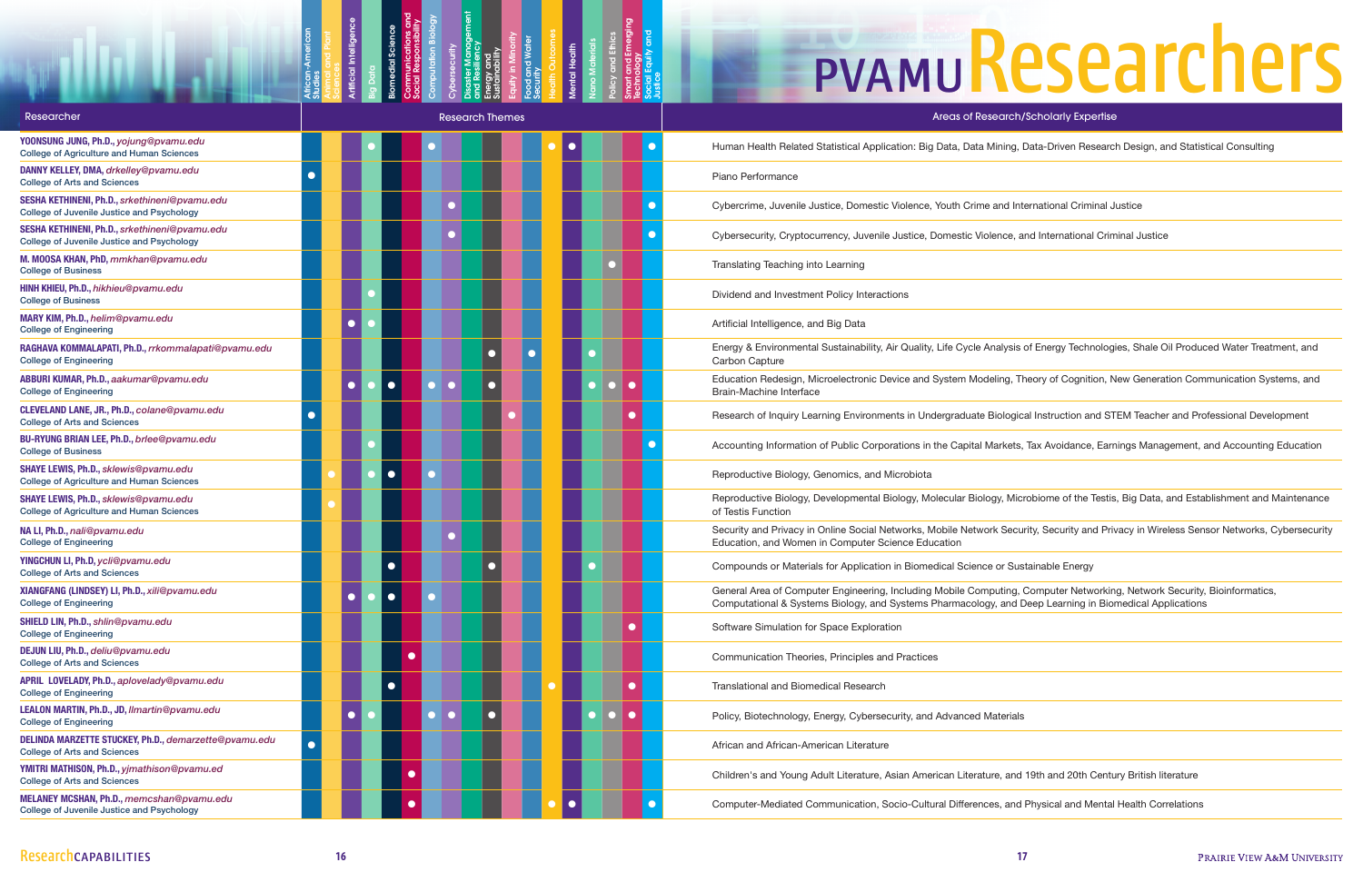# PVAMU Researchers

| Researcher | African-American Studies | Animal and Plant Sciences | Artificial Intelligence | Big Data | Biomedical Science | Communications and Social Responsibility | Computation Biology | Cybersecurity | Disaster Management and Resiliency | Energy and Sustainability | Equity in Minority | Food and Water Security | Health Outcomes | Mental Health | Nano Materials | Policy and Ethics | Smart and Emerging Technology | Social Equity and Justice | Areas of Research/Scholarly Expertise |
|---|---|---|---|---|---|---|---|---|---|---|---|---|---|---|---|---|---|---|---|
| **YOONSUNG JUNG, Ph.D.**, *yojung@pvamu.edu* College of Agriculture and Human Sciences | | | | ● | | | ● | | | | | | ● | ● | | | | ● | Human Health Related Statistical Application: Big Data, Data Mining, Data-Driven Research Design, and Statistical Consulting |
| **DANNY KELLEY, DMA**, *drkelley@pvamu.edu* College of Arts and Sciences | ● | | | | | | | | | | | | | | | | | | Piano Performance |
| **SESHA KETHINENI, Ph.D.**, *srkethineni@pvamu.edu* College of Juvenile Justice and Psychology | | | | | | | | ● | | | | | | | | | | ● | Cybercrime, Juvenile Justice, Domestic Violence, Youth Crime and International Criminal Justice |
| **SESHA KETHINENI, Ph.D.**, *srkethineni@pvamu.edu* College of Juvenile Justice and Psychology | | | | | | | | ● | | | | | | | | | | ● | Cybersecurity, Cryptocurrency, Juvenile Justice, Domestic Violence, and International Criminal Justice |
| **M. MOOSA KHAN, PhD**, *mmkhan@pvamu.edu* College of Business | | | | | | | | | | | | | | | | ● | | | Translating Teaching into Learning |
| **HINH KHIEU, Ph.D.**, *hikhieu@pvamu.edu* College of Business | | | | ● | | | | | | | | | | | | | | | Dividend and Investment Policy Interactions |
| **MARY KIM, Ph.D.**, *helim@pvamu.edu* College of Engineering | | | ● | ● | | | | | | | | | | | | | | | Artificial Intelligence, and Big Data |
| **RAGHAVA KOMMALAPATI, Ph.D.**, *rrkommalapati@pvamu.edu* College of Engineering | | | | | | | | | | ● | | ● | | | ● | | | | Energy & Environmental Sustainability, Air Quality, Life Cycle Analysis of Energy Technologies, Shale Oil Produced Water Treatment, and Carbon Capture |
| **ABBURI KUMAR, Ph.D.**, *aakumar@pvamu.edu* College of Engineering | | | ● | ● | ● | | ● | ● | | ● | | | | | ● | ● | ● | | Education Redesign, Microelectronic Device and System Modeling, Theory of Cognition, New Generation Communication Systems, and Brain-Machine Interface |
| **CLEVELAND LANE, JR., Ph.D.**, *colane@pvamu.edu* College of Arts and Sciences | ● | | | | | | | | | | ● | | | | | | ● | | Research of Inquiry Learning Environments in Undergraduate Biological Instruction and STEM Teacher and Professional Development |
| **BU-RYUNG BRIAN LEE, Ph.D.**, *brlee@pvamu.edu* College of Business | | | | ● | | | | | | | | | | | | | | ● | Accounting Information of Public Corporations in the Capital Markets, Tax Avoidance, Earnings Management, and Accounting Education |
| **SHAYE LEWIS, Ph.D.**, *sklewis@pvamu.edu* College of Agriculture and Human Sciences | | ● | | ● | ● | | ● | | | | | | | | | | | | Reproductive Biology, Genomics, and Microbiota |
| **SHAYE LEWIS, Ph.D.**, *sklewis@pvamu.edu* College of Agriculture and Human Sciences | | ● | | | | | | | | | | | | | | | | | Reproductive Biology, Developmental Biology, Molecular Biology, Microbiome of the Testis, Big Data, and Establishment and Maintenance of Testis Function |
| **NA LI, Ph.D.**, *nali@pvamu.edu* College of Engineering | | | | | | | | ● | | | | | | | | | | | Security and Privacy in Online Social Networks, Mobile Network Security, Security and Privacy in Wireless Sensor Networks, Cybersecurity Education, and Women in Computer Science Education |
| **YINGCHUN LI, Ph.D.**, *ycli@pvamu.edu* College of Arts and Sciences | | | | | ● | | | | | ● | | | | | ● | | | | Compounds or Materials for Application in Biomedical Science or Sustainable Energy |
| **XIANGFANG (LINDSEY) LI, Ph.D.**, *xili@pvamu.edu* College of Engineering | | | ● | ● | ● | | ● | | | | | | | | | | | | General Area of Computer Engineering, Including Mobile Computing, Computer Networking, Network Security, Bioinformatics, Computational & Systems Biology, and Systems Pharmacology, and Deep Learning in Biomedical Applications |
| **SHIELD LIN, Ph.D.**, *shlin@pvamu.edu* College of Engineering | | | | | | | | | | | | | | | | | ● | | Software Simulation for Space Exploration |
| **DEJUN LIU, Ph.D.**, *deliu@pvamu.edu* College of Arts and Sciences | | | | | | ● | | | | | | | | | | | | | Communication Theories, Principles and Practices |
| **APRIL LOVELADY, Ph.D.**, *aplovelady@pvamu.edu* College of Engineering | | | | | ● | | | | | | | | ● | | | | ● | | Translational and Biomedical Research |
| **LEALON MARTIN, Ph.D., JD**, *llmartin@pvamu.edu* College of Engineering | | | ● | ● | | | ● | ● | | ● | | | | | ● | ● | ● | | Policy, Biotechnology, Energy, Cybersecurity, and Advanced Materials |
| **DELINDA MARZETTE STUCKEY, Ph.D.**, *demarzette@pvamu.edu* College of Arts and Sciences | ● | | | | | | | | | | | | | | | | | | African and African-American Literature |
| **YMITRI MATHISON, Ph.D.**, *yjmathison@pvamu.ed* College of Arts and Sciences | | | | | | ● | | | | | | | | | | | | | Children's and Young Adult Literature, Asian American Literature, and 19th and 20th Century British literature |
| **MELANEY MCSHAN, Ph.D.**, *memcshan@pvamu.edu* College of Juvenile Justice and Psychology | | | | | | ● | | | | | | | ● | ● | | | | ● | Computer-Mediated Communication, Socio-Cultural Differences, and Physical and Mental Health Correlations |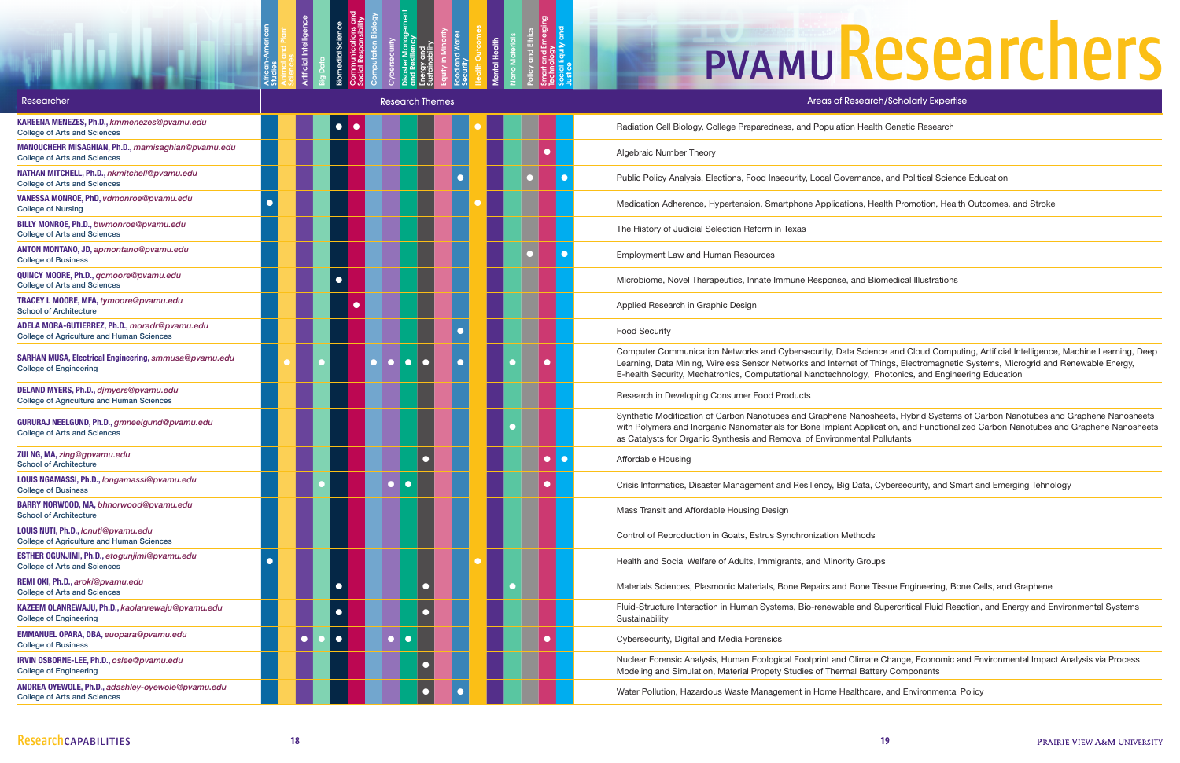# PVAMU Researchers

| Researcher | African-American Studies | Animal and Plant Sciences | Artificial Intelligence | Big Data | Biomedical Science | Communications and Social Responsibility | Computation Biology | Cybersecurity | Disaster Management and Resiliency | Energy and Sustainability | Equity in Minority | Food and Water Security | Health Outcomes | Mental Health | Nano Materials | Policy and Ethics | Smart and Emerging Technology | Social Equity and Justice | Areas of Research/Scholarly Expertise |
|---|---|---|---|---|---|---|---|---|---|---|---|---|---|---|---|---|---|---|---|
| **KAREENA MENEZES, Ph.D.,** *kmmenezes@pvamu.edu*<br>College of Arts and Sciences | | | | | ● | ● | | | | | | | ● | | | | | | Radiation Cell Biology, College Preparedness, and Population Health Genetic Research |
| **MANOUCHEHR MISAGHIAN, Ph.D.,** *mamisaghian@pvamu.edu*<br>College of Arts and Sciences | | | | | | | | | | | | | | | | | ● | | Algebraic Number Theory |
| **NATHAN MITCHELL, Ph.D.,** *nkmitchell@pvamu.edu*<br>College of Arts and Sciences | | | | | | | | | | | | ● | | | | ● | | ● | Public Policy Analysis, Elections, Food Insecurity, Local Governance, and Political Science Education |
| **VANESSA MONROE, PhD,** *vdmonroe@pvamu.edu*<br>College of Nursing | ● | | | | | | | | | | | | ● | | | | | | Medication Adherence, Hypertension, Smartphone Applications, Health Promotion, Health Outcomes, and Stroke |
| **BILLY MONROE, Ph.D.,** *bwmonroe@pvamu.edu*<br>College of Arts and Sciences | | | | | | | | | | | | | | | | | | | The History of Judicial Selection Reform in Texas |
| **ANTON MONTANO, JD,** *apmontano@pvamu.edu*<br>College of Business | | | | | | | | | | | | | | | | ● | | ● | Employment Law and Human Resources |
| **QUINCY MOORE, Ph.D.,** *qcmoore@pvamu.edu*<br>College of Arts and Sciences | | | | | ● | | | | | | | | | | | | | | Microbiome, Novel Therapeutics, Innate Immune Response, and Biomedical Illustrations |
| **TRACEY L MOORE, MFA,** *tymoore@pvamu.edu*<br>School of Architecture | | | | | | ● | | | | | | | | | | | | | Applied Research in Graphic Design |
| **ADELA MORA-GUTIERREZ, Ph.D.,** *moradr@pvamu.edu*<br>College of Agriculture and Human Sciences | | | | | | | | | | | | ● | | | | | | | Food Security |
| **SARHAN MUSA, Electrical Engineering,** *smmusa@pvamu.edu*<br>College of Engineering | | ● | | ● | | | ● | ● | ● | ● | | ● | | | ● | | ● | | Computer Communication Networks and Cybersecurity, Data Science and Cloud Computing, Artificial Intelligence, Machine Learning, Deep Learning, Data Mining, Wireless Sensor Networks and Internet of Things, Electromagnetic Systems, Microgrid and Renewable Energy, E-health Security, Mechatronics, Computational Nanotechnology, Photonics, and Engineering Education |
| **DELAND MYERS, Ph.D.,** *djmyers@pvamu.edu*<br>College of Agriculture and Human Sciences | | | | | | | | | | | | | | | | | | | Research in Developing Consumer Food Products |
| **GURURAJ NEELGUND, Ph.D.,** *gmneelgund@pvamu.edu*<br>College of Arts and Sciences | | | | | | | | | | | | | | | ● | | | | Synthetic Modification of Carbon Nanotubes and Graphene Nanosheets, Hybrid Systems of Carbon Nanotubes and Graphene Nanosheets with Polymers and Inorganic Nanomaterials for Bone Implant Application, and Functionalized Carbon Nanotubes and Graphene Nanosheets as Catalysts for Organic Synthesis and Removal of Environmental Pollutants |
| **ZUI NG, MA,** *zlng@gpvamu.edu*<br>School of Architecture | | | | | | | | | | ● | | | | | | | ● | ● | Affordable Housing |
| **LOUIS NGAMASSI, Ph.D.,** *longamassi@pvamu.edu*<br>College of Business | | | | ● | | | | ● | ● | | | | | | | | ● | | Crisis Informatics, Disaster Management and Resiliency, Big Data, Cybersecurity, and Smart and Emerging Tehnology |
| **BARRY NORWOOD, MA,** *bhnorwood@pvamu.edu*<br>School of Architecture | | | | | | | | | | | | | | | | | | | Mass Transit and Affordable Housing Design |
| **LOUIS NUTI, Ph.D.,** *lcnuti@pvamu.edu*<br>College of Agriculture and Human Sciences | | | | | | | | | | | | | | | | | | | Control of Reproduction in Goats, Estrus Synchronization Methods |
| **ESTHER OGUNJIMI, Ph.D.,** *etogunjimi@pvamu.edu*<br>College of Arts and Sciences | ● | | | | | | | | | | | | ● | | | | | | Health and Social Welfare of Adults, Immigrants, and Minority Groups |
| **REMI OKI, Ph.D.,** *aroki@pvamu.edu*<br>College of Arts and Sciences | | | | | ● | | | | | ● | | | | | ● | | | | Materials Sciences, Plasmonic Materials, Bone Repairs and Bone Tissue Engineering, Bone Cells, and Graphene |
| **KAZEEM OLANREWAJU, Ph.D.,** *kaolanrewaju@pvamu.edu*<br>College of Engineering | | | | | ● | | | | | ● | | | | | | | | | Fluid-Structure Interaction in Human Systems, Bio-renewable and Supercritical Fluid Reaction, and Energy and Environmental Systems Sustainability |
| **EMMANUEL OPARA, DBA,** *euopara@pvamu.edu*<br>College of Business | | | ● | ● | ● | | | ● | ● | | | | | | | | ● | | Cybersecurity, Digital and Media Forensics |
| **IRVIN OSBORNE-LEE, Ph.D.,** *oslee@pvamu.edu*<br>College of Engineering | | | | | | | | | | ● | | | | | | | | | Nuclear Forensic Analysis, Human Ecological Footprint and Climate Change, Economic and Environmental Impact Analysis via Process Modeling and Simulation, Material Propety Studies of Thermal Battery Components |
| **ANDREA OYEWOLE, Ph.D.,** *adashley-oyewole@pvamu.edu*<br>College of Arts and Sciences | | | | | | | | | | ● | | ● | | | | | | | Water Pollution, Hazardous Waste Management in Home Healthcare, and Environmental Policy |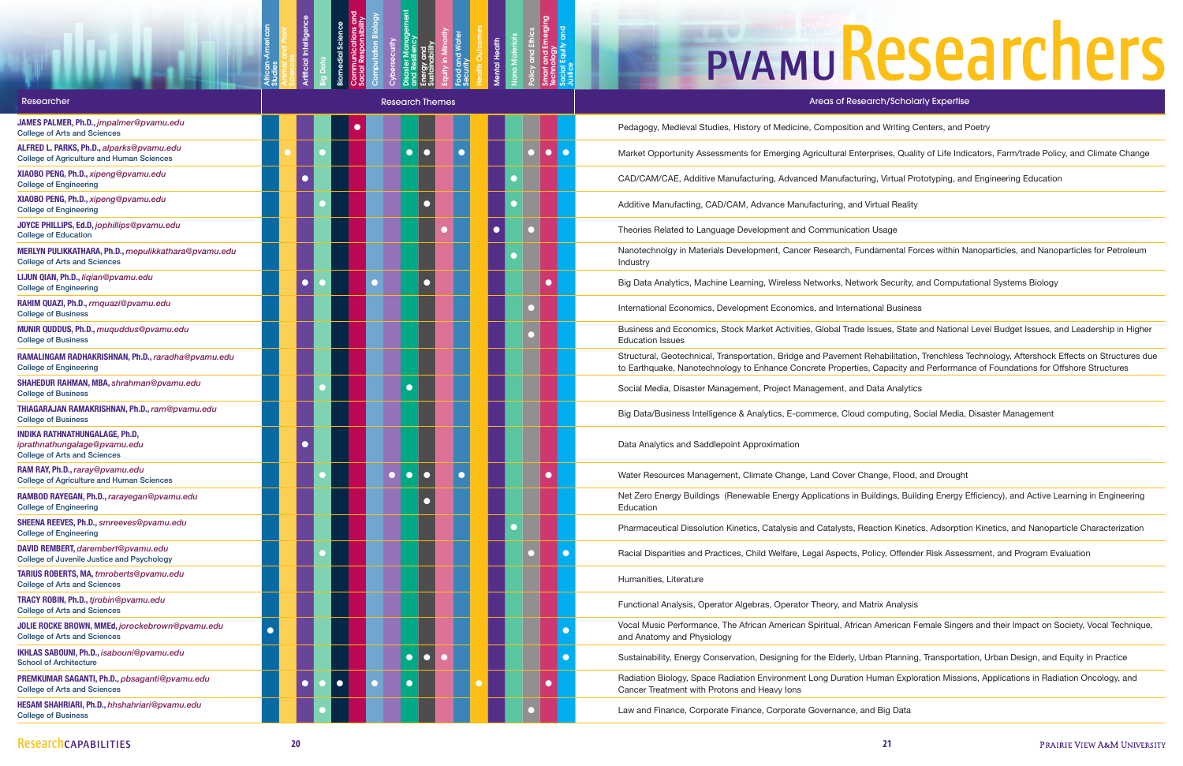# PVAMU Researchers

| Researcher | African American Studies | Animal and Plant Sciences | Artificial Intelligence | Big Data | Biomedical Science | Communications and Social Responsibility | Computation Biology | Cybersecurity | Disaster Management and Resiliency | Energy and Sustainability | Equity in Minority | Food and Water Security | Health Outcomes | Mental Health | Nano Materials | Policy and Ethics | Smart and Emerging Technology | Social Equity and Justice | Areas of Research/Scholarly Expertise |
|---|---|---|---|---|---|---|---|---|---|---|---|---|---|---|---|---|---|---|---|
| **JAMES PALMER, Ph.D.,** *jmpalmer@pvamu.edu* College of Arts and Sciences | | | | | | ● | | | | | | | | | | | | | Pedagogy, Medieval Studies, History of Medicine, Composition and Writing Centers, and Poetry |
| **ALFRED L. PARKS, Ph.D.,** *alparks@pvamu.edu* College of Agriculture and Human Sciences | | ● | | ● | | | | | ● | ● | | ● | | | | ● | ● | ● | Market Opportunity Assessments for Emerging Agricultural Enterprises, Quality of Life Indicators, Farm/trade Policy, and Climate Change |
| **XIAOBO PENG, Ph.D.,** *xipeng@pvamu.edu* College of Engineering | | | ● | | | | | | | | | | | | ● | | | | CAD/CAM/CAE, Additive Manufacturing, Advanced Manufacturing, Virtual Prototyping, and Engineering Education |
| **XIAOBO PENG, Ph.D.,** *xipeng@pvamu.edu* College of Engineering | | | | ● | | | | | | ● | | | | | ● | | | | Additive Manufacting, CAD/CAM, Advance Manufacturing, and Virtual Reality |
| **JOYCE PHILLIPS, Ed.D,** *jophillips@pvamu.edu* College of Education | | | | | | | | | | | ● | | | ● | | ● | | | Theories Related to Language Development and Communication Usage |
| **MERLYN PULIKKATHARA, Ph.D.,** *mepulikkathara@pvamu.edu* College of Arts and Sciences | | | | | | | | | | | | | | | ● | | | | Nanotechnology in Materials Development, Cancer Research, Fundamental Forces within Nanoparticles, and Nanoparticles for Petroleum Industry |
| **LIJUN QIAN, Ph.D.,** *liqian@pvamu.edu* College of Engineering | | | ● | ● | | | ● | | | ● | | | | | | | ● | | Big Data Analytics, Machine Learning, Wireless Networks, Network Security, and Computational Systems Biology |
| **RAHIM QUAZI, Ph.D.,** *rmquazi@pvamu.edu* College of Business | | | | | | | | | | | | | | | | ● | | | International Economics, Development Economics, and International Business |
| **MUNIR QUDDUS, Ph.D.,** *muquddus@pvamu.edu* College of Business | | | | | | | | | | | | | | | | ● | | | Business and Economics, Stock Market Activities, Global Trade Issues, State and National Level Budget Issues, and Leadership in Higher Education Issues |
| **RAMALINGAM RADHAKRISHNAN, Ph.D.,** *raradha@pvamu.edu* College of Engineering | | | | | | | | | | | | | | | | | | | Structural, Geotechnical, Transportation, Bridge and Pavement Rehabilitation, Trenchless Technology, Aftershock Effects on Structures due to Earthquake, Nanotechnology to Enhance Concrete Properties, Capacity and Performance of Foundations for Offshore Structures |
| **SHAHEDUR RAHMAN, MBA,** *shrahman@pvamu.edu* College of Business | | | | ● | | | | | ● | | | | | | | | | | Social Media, Disaster Management, Project Management, and Data Analytics |
| **THIAGARAJAN RAMAKRISHNAN, Ph.D.,** *ram@pvamu.edu* College of Business | | | | | | | | | | | | | | | | | | | Big Data/Business Intelligence & Analytics, E-commerce, Cloud computing, Social Media, Disaster Management |
| **INDIKA RATHNATHUNGALAGE, Ph.D,** *iprathnathungalage@pvamu.edu* College of Arts and Sciences | | | ● | | | | | | | | | | | | | | | | Data Analytics and Saddlepoint Approximation |
| **RAM RAY, Ph.D.,** *raray@pvamu.edu* College of Agriculture and Human Sciences | | | | ● | | | | ● | ● | ● | | ● | | | | | ● | | Water Resources Management, Climate Change, Land Cover Change, Flood, and Drought |
| **RAMBOD RAYEGAN, Ph.D.,** *rarayegan@pvamu.edu* College of Engineering | | | | | | | | | | ● | | | | | | | | | Net Zero Energy Buildings (Renewable Energy Applications in Buildings, Building Energy Efficiency), and Active Learning in Engineering Education |
| **SHEENA REEVES, Ph.D.,** *smreeves@pvamu.edu* College of Engineering | | | | | | | | | | | | | | | ● | | | | Pharmaceutical Dissolution Kinetics, Catalysis and Catalysts, Reaction Kinetics, Adsorption Kinetics, and Nanoparticle Characterization |
| **DAVID REMBERT,** *darembert@pvamu.edu* College of Juvenile Justice and Psychology | | | | ● | | | | | | | | | | | | ● | | ● | Racial Disparities and Practices, Child Welfare, Legal Aspects, Policy, Offender Risk Assessment, and Program Evaluation |
| **TARIUS ROBERTS, MA,** *tmroberts@pvamu.edu* College of Arts and Sciences | | | | | | | | | | | | | | | | | | | Humanities, Literature |
| **TRACY ROBIN, Ph.D.,** *tjrobin@pvamu.edu* College of Arts and Sciences | | | | | | | | | | | | | | | | | | | Functional Analysis, Operator Algebras, Operator Theory, and Matrix Analysis |
| **JOLIE ROCKE BROWN, MMEd,** *jorockebrown@pvamu.edu* College of Arts and Sciences | ● | | | | | | | | | | | | | | | | | ● | Vocal Music Performance, The African American Spiritual, African American Female Singers and their Impact on Society, Vocal Technique, and Anatomy and Physiology |
| **IKHLAS SABOUNI, Ph.D.,** *isabouni@pvamu.edu* School of Architecture | | | | | | | | | ● | ● | ● | | | | | | | ● | Sustainability, Energy Conservation, Designing for the Elderly, Urban Planning, Transportation, Urban Design, and Equity in Practice |
| **PREMKUMAR SAGANTI, Ph.D.,** *pbsaganti@pvamu.edu* College of Arts and Sciences | | | ● | ● | ● | | ● | | ● | | | | ● | | | | ● | | Radiation Biology, Space Radiation Environment Long Duration Human Exploration Missions, Applications in Radiation Oncology, and Cancer Treatment with Protons and Heavy Ions |
| **HESAM SHAHRIARI, Ph.D.,** *hhshahriari@pvamu.edu* College of Business | | | | ● | | | | | | | | | | | | ● | | | Law and Finance, Corporate Finance, Corporate Governance, and Big Data |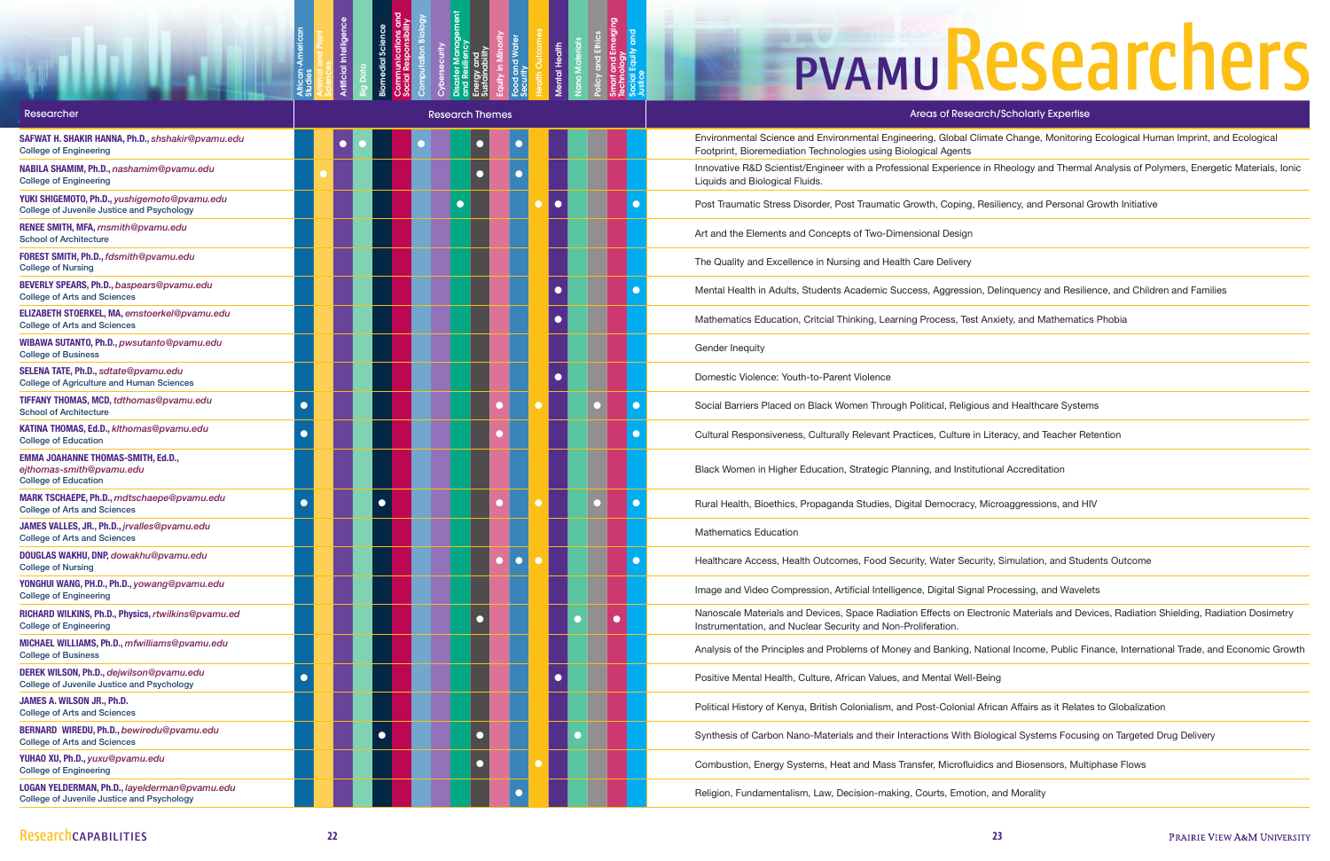# PVAMU Researchers

| Researcher | African American Studies | Animal and Plant Sciences | Artificial Intelligence | Big Data | Biomedical Science | Communications and Social Responsibility | Computation Biology | Cybersecurity | Disaster Management and Resiliency | Energy and Sustainability | Equity in Minority | Food and Water Security | Health Outcomes | Mental Health | Nano Materials | Policy and Ethics | Smart and Emerging Technology | Social Equity and Justice | Areas of Research/Scholarly Expertise |
|---|---|---|---|---|---|---|---|---|---|---|---|---|---|---|---|---|---|---|---|
| **SAFWAT H. SHAKIR HANNA, Ph.D.,** *shshakir@pvamu.edu* College of Engineering | | | ● | ● | | | ● | | | ● | | ● | | | | | | | Environmental Science and Environmental Engineering, Global Climate Change, Monitoring Ecological Human Imprint, and Ecological Footprint, Bioremediation Technologies using Biological Agents |
| **NABILA SHAMIM, Ph.D.,** *nashamim@pvamu.edu* College of Engineering | | ● | | | | | | | | ● | | ● | | | | | | | Innovative R&D Scientist/Engineer with a Professional Experience in Rheology and Thermal Analysis of Polymers, Energetic Materials, Ionic Liquids and Biological Fluids. |
| **YUKI SHIGEMOTO, Ph.D.,** *yushigemoto@pvamu.edu* College of Juvenile Justice and Psychology | | | | | | | | | ● | | | | ● | ● | | | | ● | Post Traumatic Stress Disorder, Post Traumatic Growth, Coping, Resiliency, and Personal Growth Initiative |
| **RENEE SMITH, MFA,** *msmith@pvamu.edu* School of Architecture | | | | | | | | | | | | | | | | | | | Art and the Elements and Concepts of Two-Dimensional Design |
| **FOREST SMITH, Ph.D.,** *fdsmith@pvamu.edu* College of Nursing | | | | | | | | | | | | | | | | | | | The Quality and Excellence in Nursing and Health Care Delivery |
| **BEVERLY SPEARS, Ph.D.,** *baspears@pvamu.edu* College of Arts and Sciences | | | | | | | | | | | | | | ● | | | | ● | Mental Health in Adults, Students Academic Success, Aggression, Delinquency and Resilience, and Children and Families |
| **ELIZABETH STOERKEL, MA,** *emstoerkel@pvamu.edu* College of Arts and Sciences | | | | | | | | | | | | | | ● | | | | | Mathematics Education, Critcial Thinking, Learning Process, Test Anxiety, and Mathematics Phobia |
| **WIBAWA SUTANTO, Ph.D.,** *pwsutanto@pvamu.edu* College of Business | | | | | | | | | | | | | | | | | | | Gender Inequity |
| **SELENA TATE, Ph.D.,** *sdtate@pvamu.edu* College of Agriculture and Human Sciences | | | | | | | | | | | | | | ● | | | | | Domestic Violence: Youth-to-Parent Violence |
| **TIFFANY THOMAS, MCD,** *tdthomas@pvamu.edu* School of Architecture | ● | | | | | | | | | | ● | | ● | | | ● | | ● | Social Barriers Placed on Black Women Through Political, Religious and Healthcare Systems |
| **KATINA THOMAS, Ed.D.,** *klthomas@pvamu.edu* College of Education | ● | | | | | | | | | | ● | | | | | | | ● | Cultural Responsiveness, Culturally Relevant Practices, Culture in Literacy, and Teacher Retention |
| **EMMA JOAHANNE THOMAS-SMITH, Ed.D.,** *ejthomas-smith@pvamu.edu* College of Education | | | | | | | | | | | | | | | | | | | Black Women in Higher Education, Strategic Planning, and Institutional Accreditation |
| **MARK TSCHAEPE, Ph.D.,** *mdtschaepe@pvamu.edu* College of Arts and Sciences | ● | | | | ● | | | | | | ● | | ● | | | ● | | ● | Rural Health, Bioethics, Propaganda Studies, Digital Democracy, Microaggressions, and HIV |
| **JAMES VALLES, JR., Ph.D.,** *jrvalles@pvamu.edu* College of Arts and Sciences | | | | | | | | | | | | | | | | | | | Mathematics Education |
| **DOUGLAS WAKHU, DNP,** *dowakhu@pvamu.edu* College of Nursing | | | | | | | | | | | ● | ● | ● | | | | | ● | Healthcare Access, Health Outcomes, Food Security, Water Security, Simulation, and Students Outcome |
| **YONGHUI WANG, PH.D., Ph.D.,** *yowang@pvamu.edu* College of Engineering | | | | | | | | | | | | | | | | | | | Image and Video Compression, Artificial Intelligence, Digital Signal Processing, and Wavelets |
| **RICHARD WILKINS, Ph.D., Physics,** *rtwilkins@pvamu.ed* College of Engineering | | | | | | | | | | ● | | | | | ● | | ● | | Nanoscale Materials and Devices, Space Radiation Effects on Electronic Materials and Devices, Radiation Shielding, Radiation Dosimetry Instrumentation, and Nuclear Security and Non-Proliferation. |
| **MICHAEL WILLIAMS, Ph.D.,** *mfwilliams@pvamu.edu* College of Business | | | | | | | | | | | | | | | | | | | Analysis of the Principles and Problems of Money and Banking, National Income, Public Finance, International Trade, and Economic Growth |
| **DEREK WILSON, Ph.D.,** *dejwilson@pvamu.edu* College of Juvenile Justice and Psychology | ● | | | | | | | | | | | | | ● | | | | | Positive Mental Health, Culture, African Values, and Mental Well-Being |
| **JAMES A. WILSON JR., Ph.D.** College of Arts and Sciences | | | | | | | | | | | | | | | | | | | Political History of Kenya, British Colonialism, and Post-Colonial African Affairs as it Relates to Globalization |
| **BERNARD WIREDU, Ph.D.,** *bewiredu@pvamu.edu* College of Arts and Sciences | | | | | ● | | | | | ● | | | | | ● | | | | Synthesis of Carbon Nano-Materials and their Interactions With Biological Systems Focusing on Targeted Drug Delivery |
| **YUHAO XU, Ph.D.,** *yuxu@pvamu.edu* College of Engineering | | | | | | | | | | ● | | | ● | | | | | | Combustion, Energy Systems, Heat and Mass Transfer, Microfluidics and Biosensors, Multiphase Flows |
| **LOGAN YELDERMAN, Ph.D.,** *layelderman@pvamu.edu* College of Juvenile Justice and Psychology | | | | | | | | | | | | ● | | | | | | | Religion, Fundamentalism, Law, Decision-making, Courts, Emotion, and Morality |